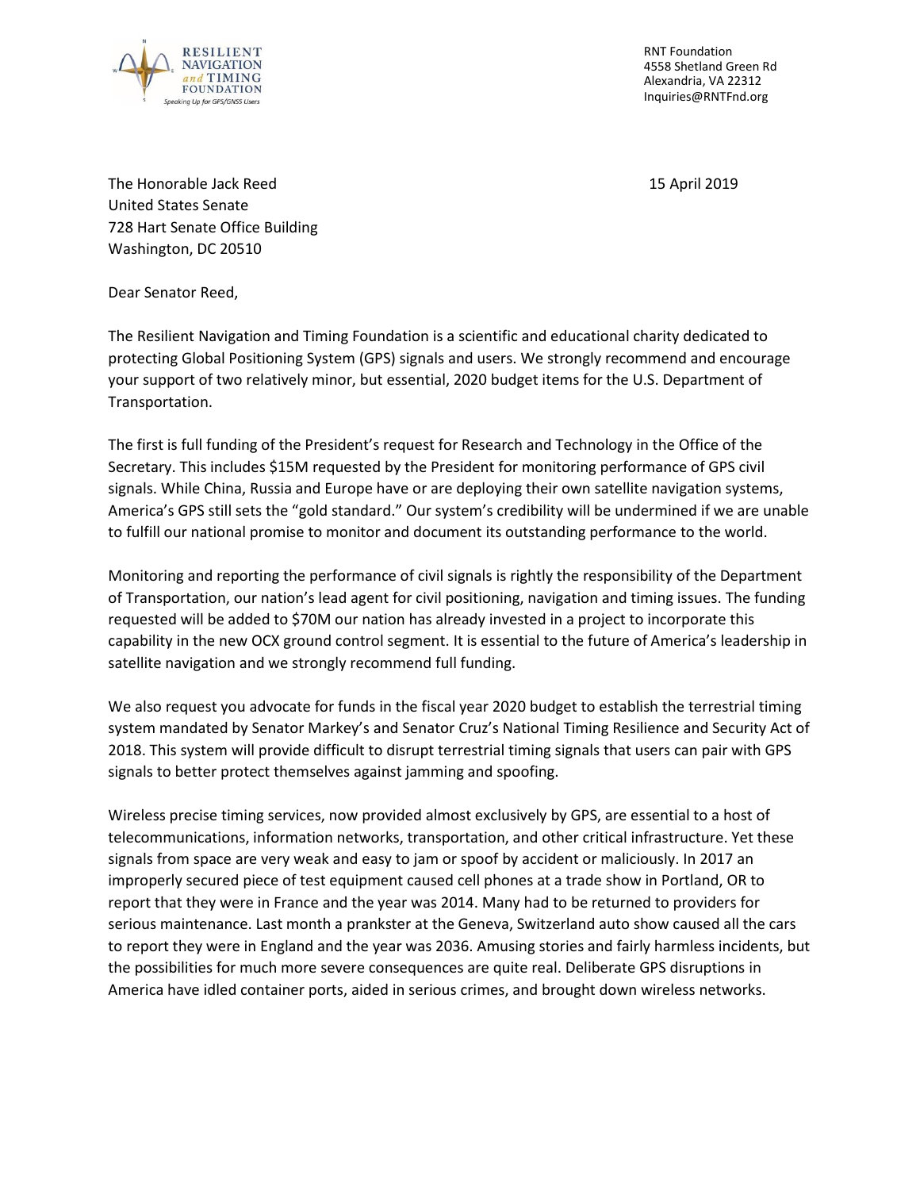RESILIENT NAVIGATION and TIMING FOUNDATION

*Speaking Up for GPS/GNSS Users*

RNT Foundation
4558 Shetland Green Rd
Alexandria, VA 22312
Inquiries@RNTFnd.org

The Honorable Jack Reed
United States Senate
728 Hart Senate Office Building
Washington, DC 20510

15 April 2019

Dear Senator Reed,

The Resilient Navigation and Timing Foundation is a scientific and educational charity dedicated to protecting Global Positioning System (GPS) signals and users. We strongly recommend and encourage your support of two relatively minor, but essential, 2020 budget items for the U.S. Department of Transportation.

The first is full funding of the President's request for Research and Technology in the Office of the Secretary. This includes $15M requested by the President for monitoring performance of GPS civil signals. While China, Russia and Europe have or are deploying their own satellite navigation systems, America's GPS still sets the "gold standard." Our system's credibility will be undermined if we are unable to fulfill our national promise to monitor and document its outstanding performance to the world.

Monitoring and reporting the performance of civil signals is rightly the responsibility of the Department of Transportation, our nation's lead agent for civil positioning, navigation and timing issues. The funding requested will be added to $70M our nation has already invested in a project to incorporate this capability in the new OCX ground control segment. It is essential to the future of America's leadership in satellite navigation and we strongly recommend full funding.

We also request you advocate for funds in the fiscal year 2020 budget to establish the terrestrial timing system mandated by Senator Markey's and Senator Cruz's National Timing Resilience and Security Act of 2018. This system will provide difficult to disrupt terrestrial timing signals that users can pair with GPS signals to better protect themselves against jamming and spoofing.

Wireless precise timing services, now provided almost exclusively by GPS, are essential to a host of telecommunications, information networks, transportation, and other critical infrastructure. Yet these signals from space are very weak and easy to jam or spoof by accident or maliciously. In 2017 an improperly secured piece of test equipment caused cell phones at a trade show in Portland, OR to report that they were in France and the year was 2014. Many had to be returned to providers for serious maintenance. Last month a prankster at the Geneva, Switzerland auto show caused all the cars to report they were in England and the year was 2036. Amusing stories and fairly harmless incidents, but the possibilities for much more severe consequences are quite real. Deliberate GPS disruptions in America have idled container ports, aided in serious crimes, and brought down wireless networks.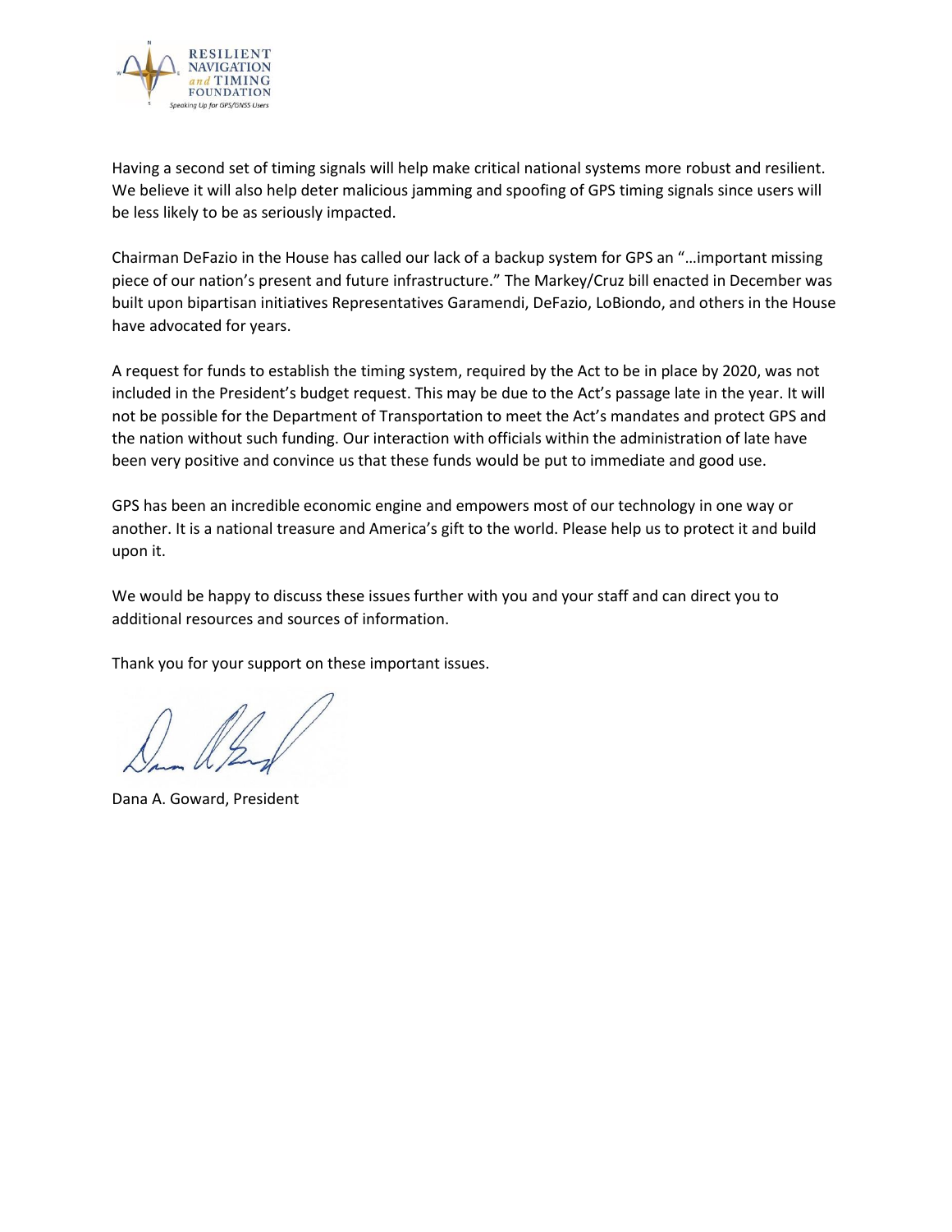Having a second set of timing signals will help make critical national systems more robust and resilient. We believe it will also help deter malicious jamming and spoofing of GPS timing signals since users will be less likely to be as seriously impacted.

Chairman DeFazio in the House has called our lack of a backup system for GPS an "…important missing piece of our nation's present and future infrastructure." The Markey/Cruz bill enacted in December was built upon bipartisan initiatives Representatives Garamendi, DeFazio, LoBiondo, and others in the House have advocated for years.

A request for funds to establish the timing system, required by the Act to be in place by 2020, was not included in the President's budget request. This may be due to the Act's passage late in the year. It will not be possible for the Department of Transportation to meet the Act's mandates and protect GPS and the nation without such funding. Our interaction with officials within the administration of late have been very positive and convince us that these funds would be put to immediate and good use.

GPS has been an incredible economic engine and empowers most of our technology in one way or another. It is a national treasure and America's gift to the world. Please help us to protect it and build upon it.

We would be happy to discuss these issues further with you and your staff and can direct you to additional resources and sources of information.

Thank you for your support on these important issues.

Dana A. Goward, President